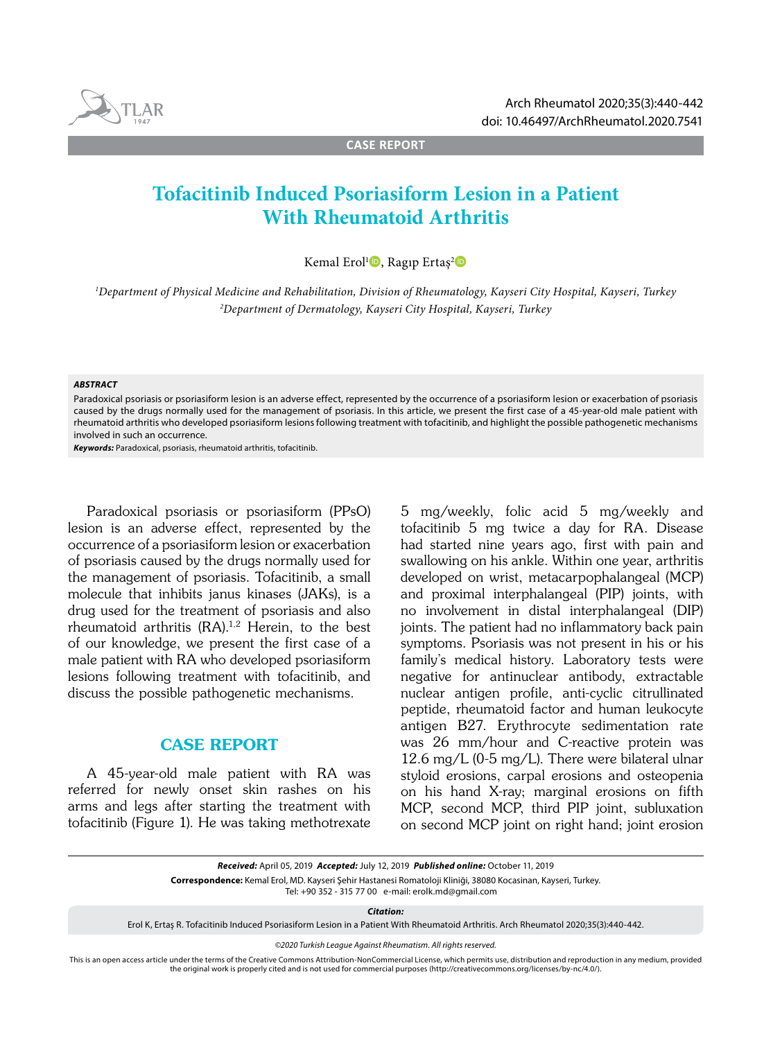CASE REPORT

# Tofacitinib Induced Psoriasiform Lesion in a Patient With Rheumatoid Arthritis

Kemal Erol[1], Ragıp Ertaş[2]

[1]Department of Physical Medicine and Rehabilitation, Division of Rheumatology, Kayseri City Hospital, Kayseri, Turkey
[2]Department of Dermatology, Kayseri City Hospital, Kayseri, Turkey

***ABSTRACT***

Paradoxical psoriasis or psoriasiform lesion is an adverse effect, represented by the occurrence of a psoriasiform lesion or exacerbation of psoriasis caused by the drugs normally used for the management of psoriasis. In this article, we present the first case of a 45-year-old male patient with rheumatoid arthritis who developed psoriasiform lesions following treatment with tofacitinib, and highlight the possible pathogenetic mechanisms involved in such an occurrence.

***Keywords:*** Paradoxical, psoriasis, rheumatoid arthritis, tofacitinib.

Paradoxical psoriasis or psoriasiform (PPsO) lesion is an adverse effect, represented by the occurrence of a psoriasiform lesion or exacerbation of psoriasis caused by the drugs normally used for the management of psoriasis. Tofacitinib, a small molecule that inhibits janus kinases (JAKs), is a drug used for the treatment of psoriasis and also rheumatoid arthritis (RA).[1,2] Herein, to the best of our knowledge, we present the first case of a male patient with RA who developed psoriasiform lesions following treatment with tofacitinib, and discuss the possible pathogenetic mechanisms.

## CASE REPORT

A 45-year-old male patient with RA was referred for newly onset skin rashes on his arms and legs after starting the treatment with tofacitinib (Figure 1). He was taking methotrexate 5 mg/weekly, folic acid 5 mg/weekly and tofacitinib 5 mg twice a day for RA. Disease had started nine years ago, first with pain and swallowing on his ankle. Within one year, arthritis developed on wrist, metacarpophalangeal (MCP) and proximal interphalangeal (PIP) joints, with no involvement in distal interphalangeal (DIP) joints. The patient had no inflammatory back pain symptoms. Psoriasis was not present in his or his family's medical history. Laboratory tests were negative for antinuclear antibody, extractable nuclear antigen profile, anti-cyclic citrullinated peptide, rheumatoid factor and human leukocyte antigen B27. Erythrocyte sedimentation rate was 26 mm/hour and C-reactive protein was 12.6 mg/L (0-5 mg/L). There were bilateral ulnar styloid erosions, carpal erosions and osteopenia on his hand X-ray; marginal erosions on fifth MCP, second MCP, third PIP joint, subluxation on second MCP joint on right hand; joint erosion

***Received:*** April 05, 2019 ***Accepted:*** July 12, 2019 ***Published online:*** October 11, 2019

**Correspondence:** Kemal Erol, MD. Kayseri Şehir Hastanesi Romatoloji Kliniği, 38080 Kocasinan, Kayseri, Turkey.
Tel: +90 352 - 315 77 00 e-mail: erolk.md@gmail.com

***Citation:***
Erol K, Ertaş R. Tofacitinib Induced Psoriasiform Lesion in a Patient With Rheumatoid Arthritis. Arch Rheumatol 2020;35(3):440-442.

*©2020 Turkish League Against Rheumatism. All rights reserved.*

This is an open access article under the terms of the Creative Commons Attribution-NonCommercial License, which permits use, distribution and reproduction in any medium, provided the original work is properly cited and is not used for commercial purposes (http://creativecommons.org/licenses/by-nc/4.0/).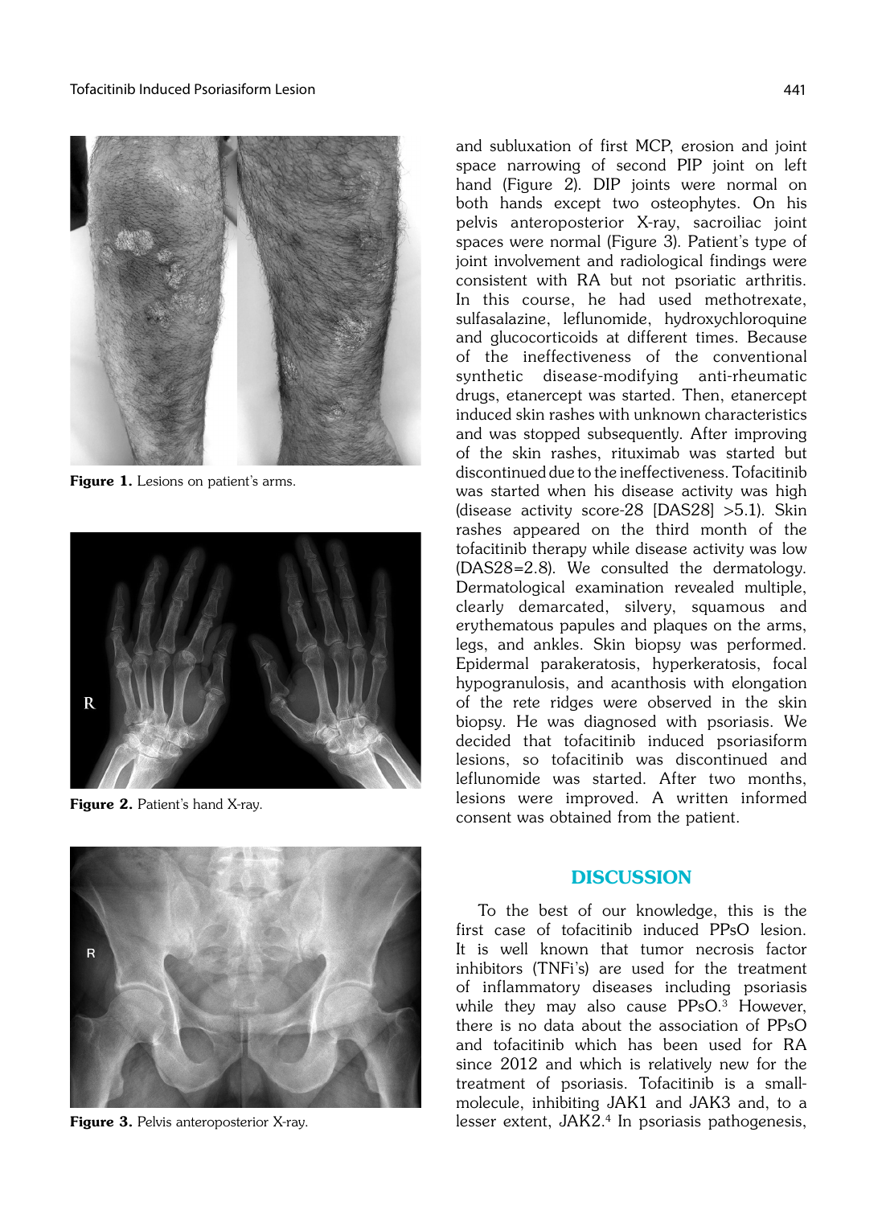Figure 1. Lesions on patient's arms.

Figure 2. Patient's hand X-ray.

Figure 3. Pelvis anteroposterior X-ray.

and subluxation of first MCP, erosion and joint space narrowing of second PIP joint on left hand (Figure 2). DIP joints were normal on both hands except two osteophytes. On his pelvis anteroposterior X-ray, sacroiliac joint spaces were normal (Figure 3). Patient's type of joint involvement and radiological findings were consistent with RA but not psoriatic arthritis. In this course, he had used methotrexate, sulfasalazine, leflunomide, hydroxychloroquine and glucocorticoids at different times. Because of the ineffectiveness of the conventional synthetic disease-modifying anti-rheumatic drugs, etanercept was started. Then, etanercept induced skin rashes with unknown characteristics and was stopped subsequently. After improving of the skin rashes, rituximab was started but discontinued due to the ineffectiveness. Tofacitinib was started when his disease activity was high (disease activity score-28 [DAS28] >5.1). Skin rashes appeared on the third month of the tofacitinib therapy while disease activity was low (DAS28=2.8). We consulted the dermatology. Dermatological examination revealed multiple, clearly demarcated, silvery, squamous and erythematous papules and plaques on the arms, legs, and ankles. Skin biopsy was performed. Epidermal parakeratosis, hyperkeratosis, focal hypogranulosis, and acanthosis with elongation of the rete ridges were observed in the skin biopsy. He was diagnosed with psoriasis. We decided that tofacitinib induced psoriasiform lesions, so tofacitinib was discontinued and leflunomide was started. After two months, lesions were improved. A written informed consent was obtained from the patient.

## DISCUSSION

To the best of our knowledge, this is the first case of tofacitinib induced PPsO lesion. It is well known that tumor necrosis factor inhibitors (TNFi's) are used for the treatment of inflammatory diseases including psoriasis while they may also cause PPsO.[3] However, there is no data about the association of PPsO and tofacitinib which has been used for RA since 2012 and which is relatively new for the treatment of psoriasis. Tofacitinib is a small-molecule, inhibiting JAK1 and JAK3 and, to a lesser extent, JAK2.[4] In psoriasis pathogenesis,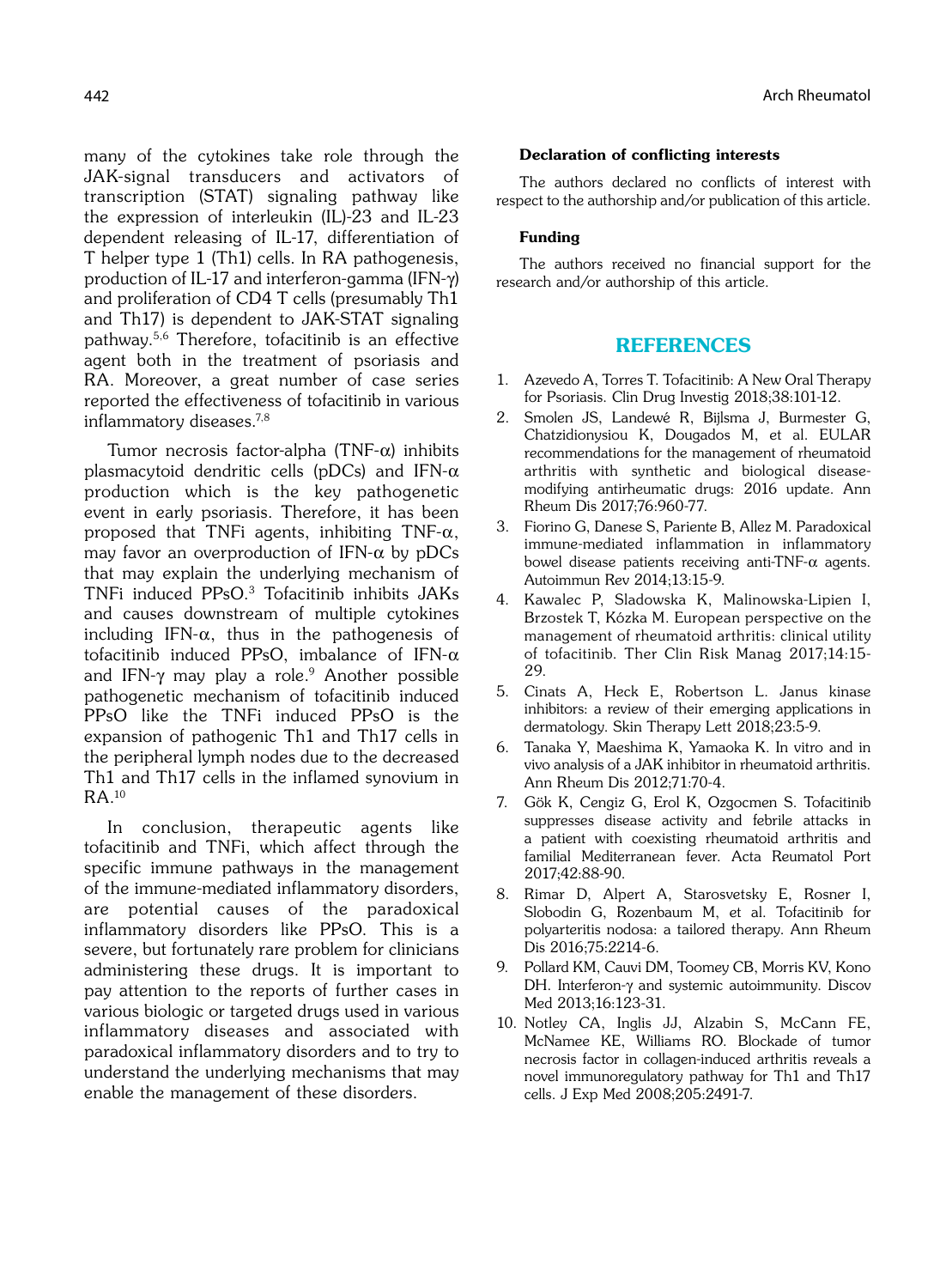many of the cytokines take role through the JAK-signal transducers and activators of transcription (STAT) signaling pathway like the expression of interleukin (IL)-23 and IL-23 dependent releasing of IL-17, differentiation of T helper type 1 (Th1) cells. In RA pathogenesis, production of IL-17 and interferon-gamma (IFN-γ) and proliferation of CD4 T cells (presumably Th1 and Th17) is dependent to JAK-STAT signaling pathway.[5,6] Therefore, tofacitinib is an effective agent both in the treatment of psoriasis and RA. Moreover, a great number of case series reported the effectiveness of tofacitinib in various inflammatory diseases.[7,8]

Tumor necrosis factor-alpha (TNF-α) inhibits plasmacytoid dendritic cells (pDCs) and IFN-α production which is the key pathogenetic event in early psoriasis. Therefore, it has been proposed that TNFi agents, inhibiting TNF-α, may favor an overproduction of IFN-α by pDCs that may explain the underlying mechanism of TNFi induced PPsO.[3] Tofacitinib inhibits JAKs and causes downstream of multiple cytokines including IFN-α, thus in the pathogenesis of tofacitinib induced PPsO, imbalance of IFN-α and IFN-γ may play a role.[9] Another possible pathogenetic mechanism of tofacitinib induced PPsO like the TNFi induced PPsO is the expansion of pathogenic Th1 and Th17 cells in the peripheral lymph nodes due to the decreased Th1 and Th17 cells in the inflamed synovium in RA.[10]

In conclusion, therapeutic agents like tofacitinib and TNFi, which affect through the specific immune pathways in the management of the immune-mediated inflammatory disorders, are potential causes of the paradoxical inflammatory disorders like PPsO. This is a severe, but fortunately rare problem for clinicians administering these drugs. It is important to pay attention to the reports of further cases in various biologic or targeted drugs used in various inflammatory diseases and associated with paradoxical inflammatory disorders and to try to understand the underlying mechanisms that may enable the management of these disorders.

#### Declaration of conflicting interests

The authors declared no conflicts of interest with respect to the authorship and/or publication of this article.

#### Funding

The authors received no financial support for the research and/or authorship of this article.

## REFERENCES

1. Azevedo A, Torres T. Tofacitinib: A New Oral Therapy for Psoriasis. Clin Drug Investig 2018;38:101-12.
2. Smolen JS, Landewé R, Bijlsma J, Burmester G, Chatzidionysiou K, Dougados M, et al. EULAR recommendations for the management of rheumatoid arthritis with synthetic and biological disease-modifying antirheumatic drugs: 2016 update. Ann Rheum Dis 2017;76:960-77.
3. Fiorino G, Danese S, Pariente B, Allez M. Paradoxical immune-mediated inflammation in inflammatory bowel disease patients receiving anti-TNF-α agents. Autoimmun Rev 2014;13:15-9.
4. Kawalec P, Sladowska K, Malinowska-Lipien I, Brzostek T, Kózka M. European perspective on the management of rheumatoid arthritis: clinical utility of tofacitinib. Ther Clin Risk Manag 2017;14:15-29.
5. Cinats A, Heck E, Robertson L. Janus kinase inhibitors: a review of their emerging applications in dermatology. Skin Therapy Lett 2018;23:5-9.
6. Tanaka Y, Maeshima K, Yamaoka K. In vitro and in vivo analysis of a JAK inhibitor in rheumatoid arthritis. Ann Rheum Dis 2012;71:70-4.
7. Gök K, Cengiz G, Erol K, Ozgocmen S. Tofacitinib suppresses disease activity and febrile attacks in a patient with coexisting rheumatoid arthritis and familial Mediterranean fever. Acta Reumatol Port 2017;42:88-90.
8. Rimar D, Alpert A, Starosvetsky E, Rosner I, Slobodin G, Rozenbaum M, et al. Tofacitinib for polyarteritis nodosa: a tailored therapy. Ann Rheum Dis 2016;75:2214-6.
9. Pollard KM, Cauvi DM, Toomey CB, Morris KV, Kono DH. Interferon-γ and systemic autoimmunity. Discov Med 2013;16:123-31.
10. Notley CA, Inglis JJ, Alzabin S, McCann FE, McNamee KE, Williams RO. Blockade of tumor necrosis factor in collagen-induced arthritis reveals a novel immunoregulatory pathway for Th1 and Th17 cells. J Exp Med 2008;205:2491-7.